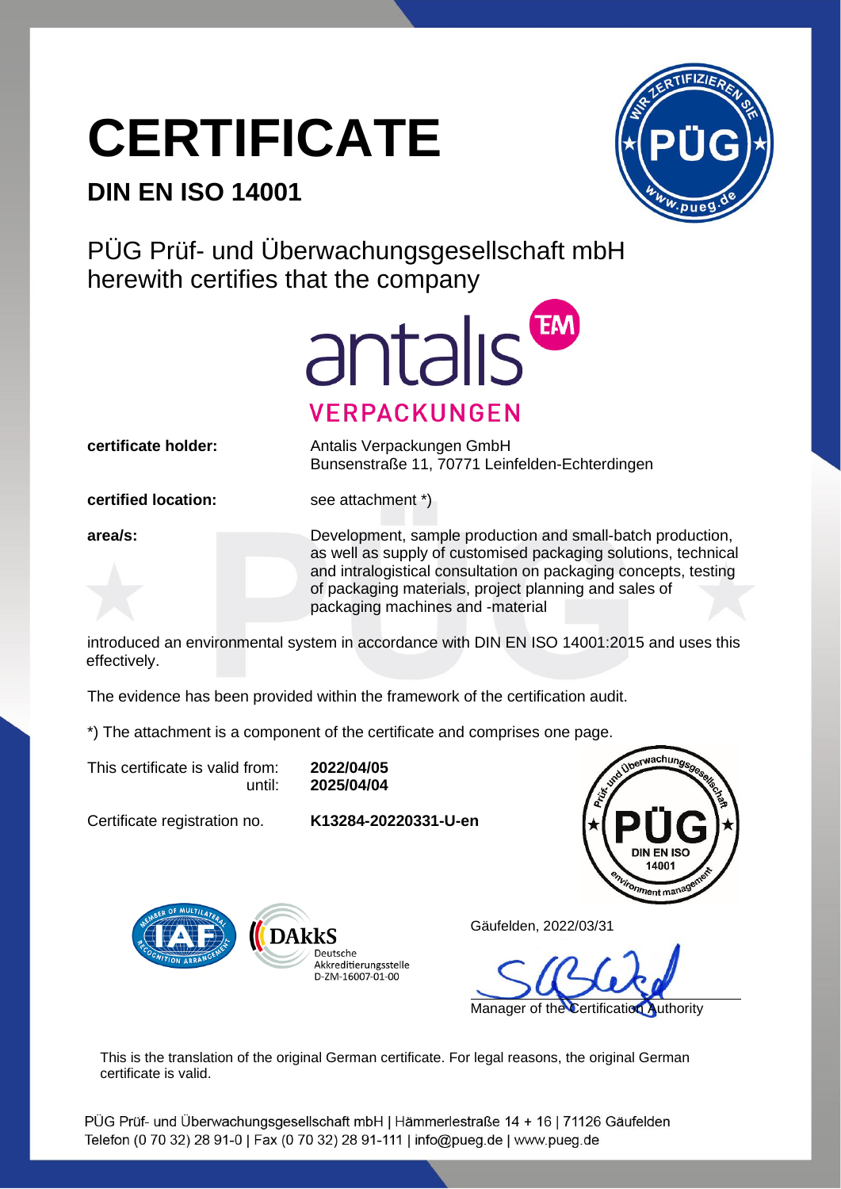# CERTIFICATE

## DIN EN ISO 14001

PÜG Prüf- und Überwachungsgesellschaft mbH
herewith certifies that the company

antalis
VERPACKUNGEN

**certificate holder:** Antalis Verpackungen GmbH
Bunsenstraße 11, 70771 Leinfelden-Echterdingen

**certified location:** see attachment *)

**area/s:** Development, sample production and small-batch production, as well as supply of customised packaging solutions, technical and intralogistical consultation on packaging concepts, testing of packaging materials, project planning and sales of packaging machines and -material

introduced an environmental system in accordance with DIN EN ISO 14001:2015 and uses this effectively.

The evidence has been provided within the framework of the certification audit.

*) The attachment is a component of the certificate and comprises one page.

This certificate is valid from: **2022/04/05**
until: **2025/04/04**

Certificate registration no. **K13284-20220331-U-en**

Deutsche Akkreditierungsstelle
D-ZM-16007-01-00

Gäufelden, 2022/03/31

Manager of the Certification Authority

This is the translation of the original German certificate. For legal reasons, the original German certificate is valid.

PÜG Prüf- und Überwachungsgesellschaft mbH | Hämmerlestraße 14 + 16 | 71126 Gäufelden
Telefon (0 70 32) 28 91-0 | Fax (0 70 32) 28 91-111 | info@pueg.de | www.pueg.de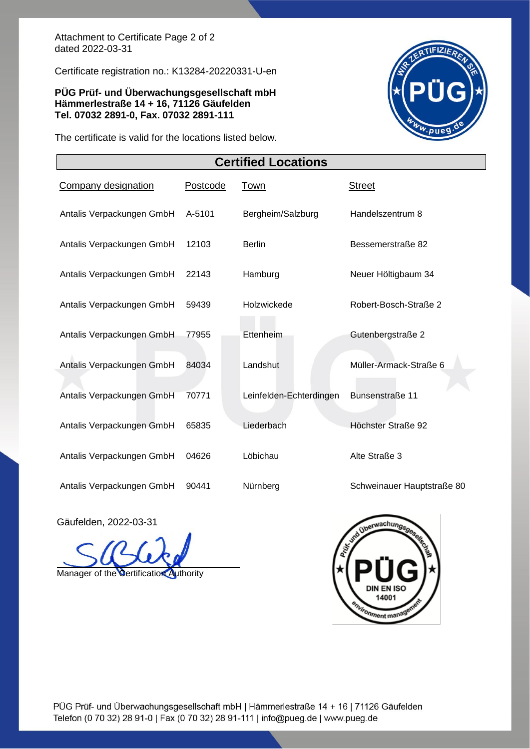Attachment to Certificate Page 2 of 2
dated 2022-03-31

Certificate registration no.: K13284-20220331-U-en

**PÜG Prüf- und Überwachungsgesellschaft mbH**
**Hämmerlestraße 14 + 16, 71126 Gäufelden**
**Tel. 07032 2891-0, Fax. 07032 2891-111**

The certificate is valid for the locations listed below.

## Certified Locations

| Company designation | Postcode | Town | Street |
|---|---|---|---|
| Antalis Verpackungen GmbH | A-5101 | Bergheim/Salzburg | Handelszentrum 8 |
| Antalis Verpackungen GmbH | 12103 | Berlin | Bessemerstraße 82 |
| Antalis Verpackungen GmbH | 22143 | Hamburg | Neuer Höltigbaum 34 |
| Antalis Verpackungen GmbH | 59439 | Holzwickede | Robert-Bosch-Straße 2 |
| Antalis Verpackungen GmbH | 77955 | Ettenheim | Gutenbergstraße 2 |
| Antalis Verpackungen GmbH | 84034 | Landshut | Müller-Armack-Straße 6 |
| Antalis Verpackungen GmbH | 70771 | Leinfelden-Echterdingen | Bunsenstraße 11 |
| Antalis Verpackungen GmbH | 65835 | Liederbach | Höchster Straße 92 |
| Antalis Verpackungen GmbH | 04626 | Löbichau | Alte Straße 3 |
| Antalis Verpackungen GmbH | 90441 | Nürnberg | Schweinauer Hauptstraße 80 |

Gäufelden, 2022-03-31

Manager of the Certification Authority

PÜG Prüf- und Überwachungsgesellschaft DIN EN ISO 14001 environment management

PÜG Prüf- und Überwachungsgesellschaft mbH | Hämmerlestraße 14 + 16 | 71126 Gäufelden
Telefon (0 70 32) 28 91-0 | Fax (0 70 32) 28 91-111 | info@pueg.de | www.pueg.de